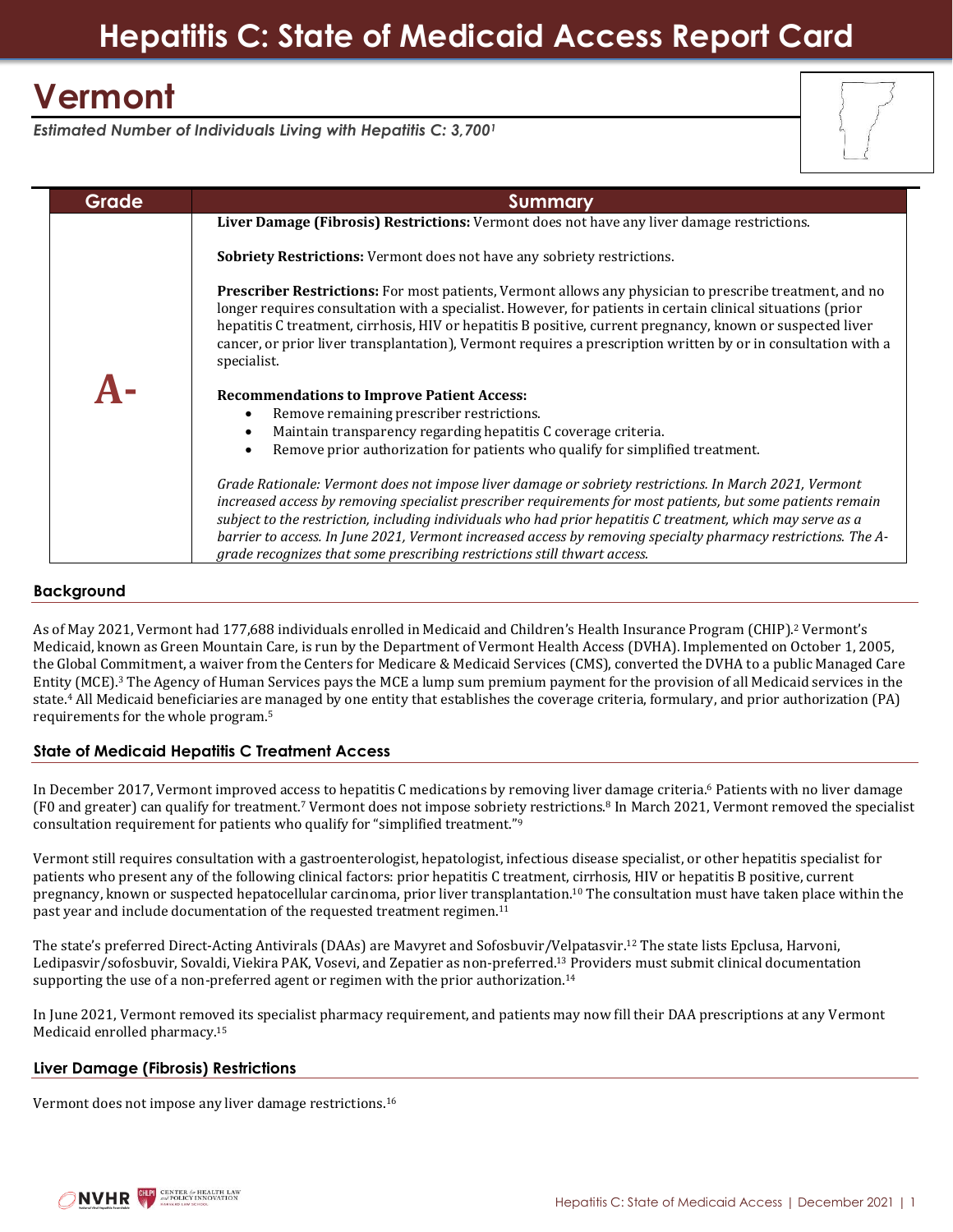# Hepatitis C: State of Medicaid Access Report Card

## Vermont

*Estimated Number of Individuals Living with Hepatitis C: 3,700[1]*

| Grade | Summary |
| --- | --- |
| **A-** | **Liver Damage (Fibrosis) Restrictions:** Vermont does not have any liver damage restrictions.<br><br>**Sobriety Restrictions:** Vermont does not have any sobriety restrictions.<br><br>**Prescriber Restrictions:** For most patients, Vermont allows any physician to prescribe treatment, and no longer requires consultation with a specialist. However, for patients in certain clinical situations (prior hepatitis C treatment, cirrhosis, HIV or hepatitis B positive, current pregnancy, known or suspected liver cancer, or prior liver transplantation), Vermont requires a prescription written by or in consultation with a specialist.<br><br>**Recommendations to Improve Patient Access:**<br>• Remove remaining prescriber restrictions.<br>• Maintain transparency regarding hepatitis C coverage criteria.<br>• Remove prior authorization for patients who qualify for simplified treatment.<br><br>*Grade Rationale: Vermont does not impose liver damage or sobriety restrictions. In March 2021, Vermont increased access by removing specialist prescriber requirements for most patients, but some patients remain subject to the restriction, including individuals who had prior hepatitis C treatment, which may serve as a barrier to access. In June 2021, Vermont increased access by removing specialty pharmacy restrictions. The A- grade recognizes that some prescribing restrictions still thwart access.* |

### Background

As of May 2021, Vermont had 177,688 individuals enrolled in Medicaid and Children's Health Insurance Program (CHIP).[2] Vermont's Medicaid, known as Green Mountain Care, is run by the Department of Vermont Health Access (DVHA). Implemented on October 1, 2005, the Global Commitment, a waiver from the Centers for Medicare & Medicaid Services (CMS), converted the DVHA to a public Managed Care Entity (MCE).[3] The Agency of Human Services pays the MCE a lump sum premium payment for the provision of all Medicaid services in the state.[4] All Medicaid beneficiaries are managed by one entity that establishes the coverage criteria, formulary, and prior authorization (PA) requirements for the whole program.[5]

### State of Medicaid Hepatitis C Treatment Access

In December 2017, Vermont improved access to hepatitis C medications by removing liver damage criteria.[6] Patients with no liver damage (F0 and greater) can qualify for treatment.[7] Vermont does not impose sobriety restrictions.[8] In March 2021, Vermont removed the specialist consultation requirement for patients who qualify for "simplified treatment."[9]

Vermont still requires consultation with a gastroenterologist, hepatologist, infectious disease specialist, or other hepatitis specialist for patients who present any of the following clinical factors: prior hepatitis C treatment, cirrhosis, HIV or hepatitis B positive, current pregnancy, known or suspected hepatocellular carcinoma, prior liver transplantation.[10] The consultation must have taken place within the past year and include documentation of the requested treatment regimen.[11]

The state's preferred Direct-Acting Antivirals (DAAs) are Mavyret and Sofosbuvir/Velpatasvir.[12] The state lists Epclusa, Harvoni, Ledipasvir/sofosbuvir, Sovaldi, Viekira PAK, Vosevi, and Zepatier as non-preferred.[13] Providers must submit clinical documentation supporting the use of a non-preferred agent or regimen with the prior authorization.[14]

In June 2021, Vermont removed its specialist pharmacy requirement, and patients may now fill their DAA prescriptions at any Vermont Medicaid enrolled pharmacy.[15]

### Liver Damage (Fibrosis) Restrictions

Vermont does not impose any liver damage restrictions.[16]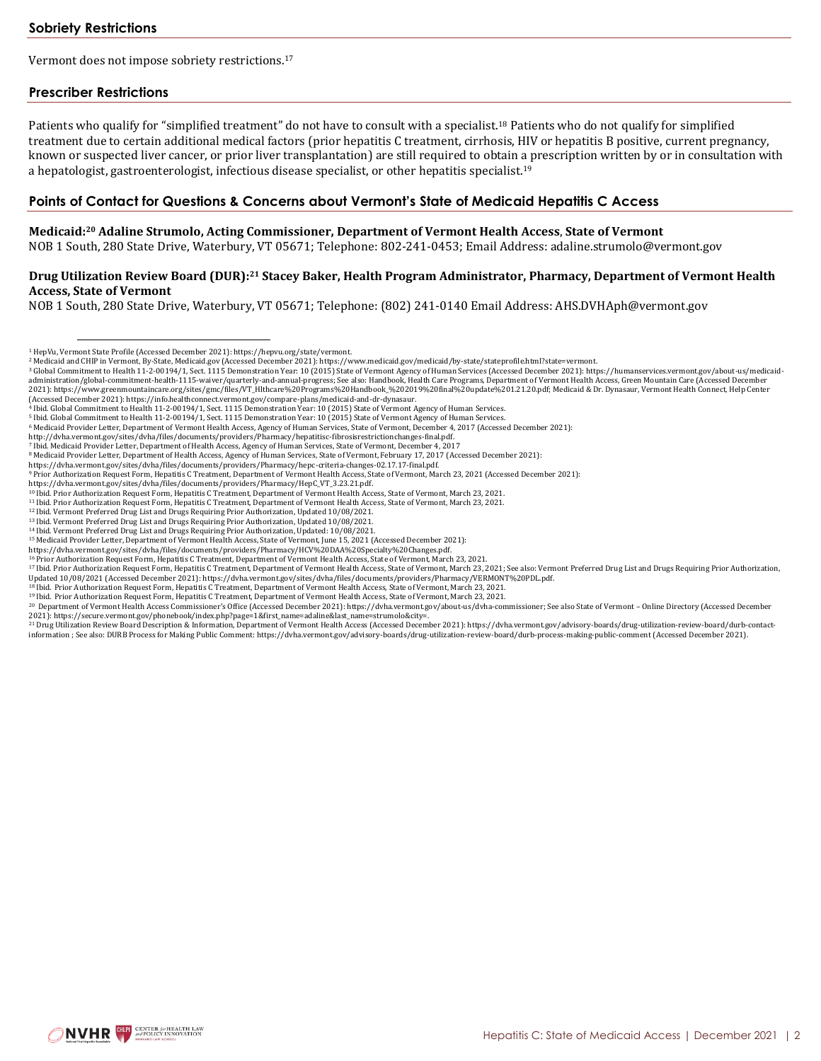## Sobriety Restrictions

Vermont does not impose sobriety restrictions.[17]

## Prescriber Restrictions

Patients who qualify for "simplified treatment" do not have to consult with a specialist.[18] Patients who do not qualify for simplified treatment due to certain additional medical factors (prior hepatitis C treatment, cirrhosis, HIV or hepatitis B positive, current pregnancy, known or suspected liver cancer, or prior liver transplantation) are still required to obtain a prescription written by or in consultation with a hepatologist, gastroenterologist, infectious disease specialist, or other hepatitis specialist.[19]

## Points of Contact for Questions & Concerns about Vermont's State of Medicaid Hepatitis C Access

**Medicaid:[20] Adaline Strumolo, Acting Commissioner, Department of Vermont Health Access, State of Vermont**
NOB 1 South, 280 State Drive, Waterbury, VT 05671; Telephone: 802-241-0453; Email Address: adaline.strumolo@vermont.gov

**Drug Utilization Review Board (DUR):[21] Stacey Baker, Health Program Administrator, Pharmacy, Department of Vermont Health Access, State of Vermont**
NOB 1 South, 280 State Drive, Waterbury, VT 05671; Telephone: (802) 241-0140 Email Address: AHS.DVHAph@vermont.gov

---

[1] HepVu, Vermont State Profile (Accessed December 2021): https://hepvu.org/state/vermont.
[2] Medicaid and CHIP in Vermont, By-State, Medicaid.gov (Accessed December 2021): https://www.medicaid.gov/medicaid/by-state/stateprofile.html?state=vermont.
[3] Global Commitment to Health 11-2-00194/1, Sect. 1115 Demonstration Year: 10 (2015) State of Vermont Agency of Human Services (Accessed December 2021): https://humanservices.vermont.gov/about-us/medicaid-administration/global-commitment-health-1115-waiver/quarterly-and-annual-progress; See also: Handbook, Health Care Programs, Department of Vermont Health Access, Green Mountain Care (Accessed December 2021): https://www.greenmountaincare.org/sites/gmc/files/VT_Hlthcare%20Programs%20Handbook_%202019%20final%20update%201.21.20.pdf; Medicaid & Dr. Dynasaur, Vermont Health Connect, Help Center (Accessed December 2021): https://info.healthconnect.vermont.gov/compare-plans/medicaid-and-dr-dynasaur.
[4] Ibid. Global Commitment to Health 11-2-00194/1, Sect. 1115 Demonstration Year: 10 (2015) State of Vermont Agency of Human Services.
[5] Ibid. Global Commitment to Health 11-2-00194/1, Sect. 1115 Demonstration Year: 10 (2015) State of Vermont Agency of Human Services.
[6] Medicaid Provider Letter, Department of Vermont Health Access, Agency of Human Services, State of Vermont, December 4, 2017 (Accessed December 2021): http://dvha.vermont.gov/sites/dvha/files/documents/providers/Pharmacy/hepatitisc-fibrosisrestrictionchanges-final.pdf.
[7] Ibid. Medicaid Provider Letter, Department of Health Access, Agency of Human Services, State of Vermont, December 4, 2017
[8] Medicaid Provider Letter, Department of Health Access, Agency of Human Services, State of Vermont, February 17, 2017 (Accessed December 2021): https://dvha.vermont.gov/sites/dvha/files/documents/providers/Pharmacy/hepc-criteria-changes-02.17.17-final.pdf.
[9] Prior Authorization Request Form, Hepatitis C Treatment, Department of Vermont Health Access, State of Vermont, March 23, 2021 (Accessed December 2021): https://dvha.vermont.gov/sites/dvha/files/documents/providers/Pharmacy/HepC_VT_3.23.21.pdf.
[10] Ibid. Prior Authorization Request Form, Hepatitis C Treatment, Department of Vermont Health Access, State of Vermont, March 23, 2021.
[11] Ibid. Prior Authorization Request Form, Hepatitis C Treatment, Department of Vermont Health Access, State of Vermont, March 23, 2021.
[12] Ibid. Vermont Preferred Drug List and Drugs Requiring Prior Authorization, Updated 10/08/2021.
[13] Ibid. Vermont Preferred Drug List and Drugs Requiring Prior Authorization, Updated 10/08/2021.
[14] Ibid. Vermont Preferred Drug List and Drugs Requiring Prior Authorization, Updated: 10/08/2021.
[15] Medicaid Provider Letter, Department of Vermont Health Access, State of Vermont, June 15, 2021 (Accessed December 2021): https://dvha.vermont.gov/sites/dvha/files/documents/providers/Pharmacy/HCV%20DAA%20Specialty%20Changes.pdf.
[16] Prior Authorization Request Form, Hepatitis C Treatment, Department of Vermont Health Access, State of Vermont, March 23, 2021.
[17] Ibid. Prior Authorization Request Form, Hepatitis C Treatment, Department of Vermont Health Access, State of Vermont, March 23, 2021; See also: Vermont Preferred Drug List and Drugs Requiring Prior Authorization, Updated 10/08/2021 (Accessed December 2021): https://dvha.vermont.gov/sites/dvha/files/documents/providers/Pharmacy/VERMONT%20PDL.pdf.
[18] Ibid. Prior Authorization Request Form, Hepatitis C Treatment, Department of Vermont Health Access, State of Vermont, March 23, 2021.
[19] Ibid. Prior Authorization Request Form, Hepatitis C Treatment, Department of Vermont Health Access, State of Vermont, March 23, 2021.
[20] Department of Vermont Health Access Commissioner's Office (Accessed December 2021): https://dvha.vermont.gov/about-us/dvha-commissioner; See also State of Vermont – Online Directory (Accessed December 2021): https://secure.vermont.gov/phonebook/index.php?page=1&first_name=adaline&last_name=strumolo&city=.
[21] Drug Utilization Review Board Description & Information, Department of Vermont Health Access (Accessed December 2021): https://dvha.vermont.gov/advisory-boards/drug-utilization-review-board/durb-contact-information ; See also: DURB Process for Making Public Comment: https://dvha.vermont.gov/advisory-boards/drug-utilization-review-board/durb-process-making-public-comment (Accessed December 2021).